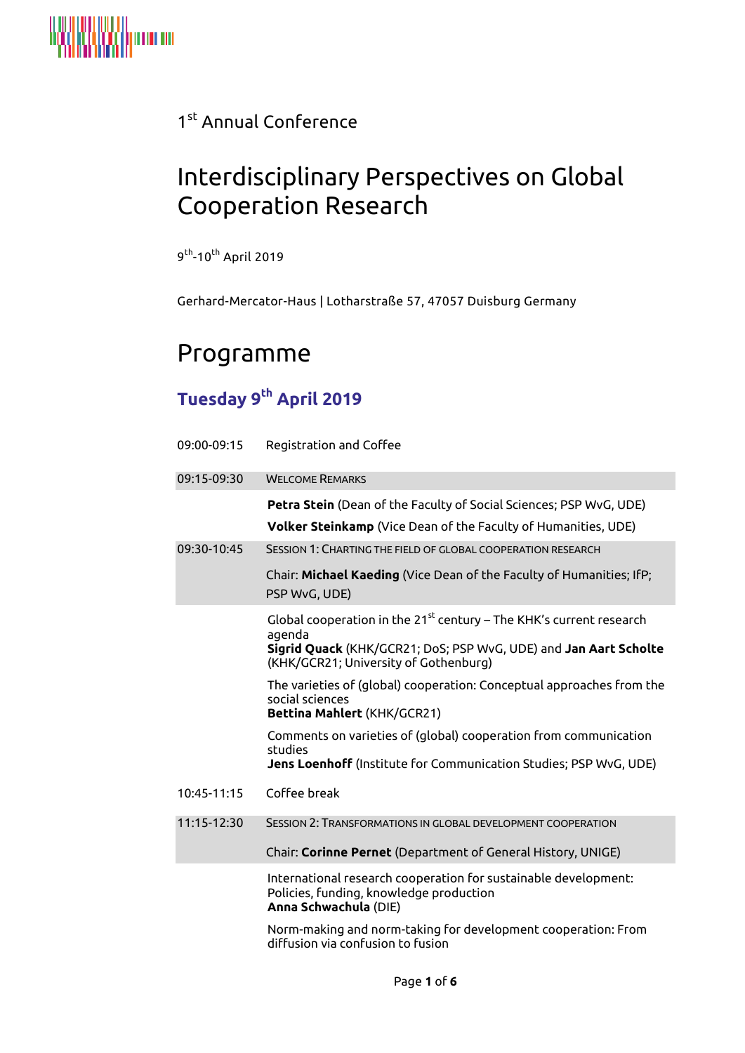1st Annual Conference

# Interdisciplinary Perspectives on Global Cooperation Research

9th-10th April 2019

Gerhard-Mercator-Haus | Lotharstraße 57, 47057 Duisburg Germany

# Programme

## Tuesday 9th April 2019

| | |
|---|---|
| 09:00-09:15 | Registration and Coffee |
| 09:15-09:30 | WELCOME REMARKS |
| | **Petra Stein** (Dean of the Faculty of Social Sciences; PSP WvG, UDE)<br>**Volker Steinkamp** (Vice Dean of the Faculty of Humanities, UDE) |
| 09:30-10:45 | SESSION 1: CHARTING THE FIELD OF GLOBAL COOPERATION RESEARCH<br>Chair: **Michael Kaeding** (Vice Dean of the Faculty of Humanities; IfP; PSP WvG, UDE) |
| | Global cooperation in the 21st century – The KHK's current research agenda<br>**Sigrid Quack** (KHK/GCR21; DoS; PSP WvG, UDE) and **Jan Aart Scholte** (KHK/GCR21; University of Gothenburg) |
| | The varieties of (global) cooperation: Conceptual approaches from the social sciences<br>**Bettina Mahlert** (KHK/GCR21) |
| | Comments on varieties of (global) cooperation from communication studies<br>**Jens Loenhoff** (Institute for Communication Studies; PSP WvG, UDE) |
| 10:45-11:15 | Coffee break |
| 11:15-12:30 | SESSION 2: TRANSFORMATIONS IN GLOBAL DEVELOPMENT COOPERATION<br>Chair: **Corinne Pernet** (Department of General History, UNIGE) |
| | International research cooperation for sustainable development: Policies, funding, knowledge production<br>**Anna Schwachula** (DIE) |
| | Norm-making and norm-taking for development cooperation: From diffusion via confusion to fusion |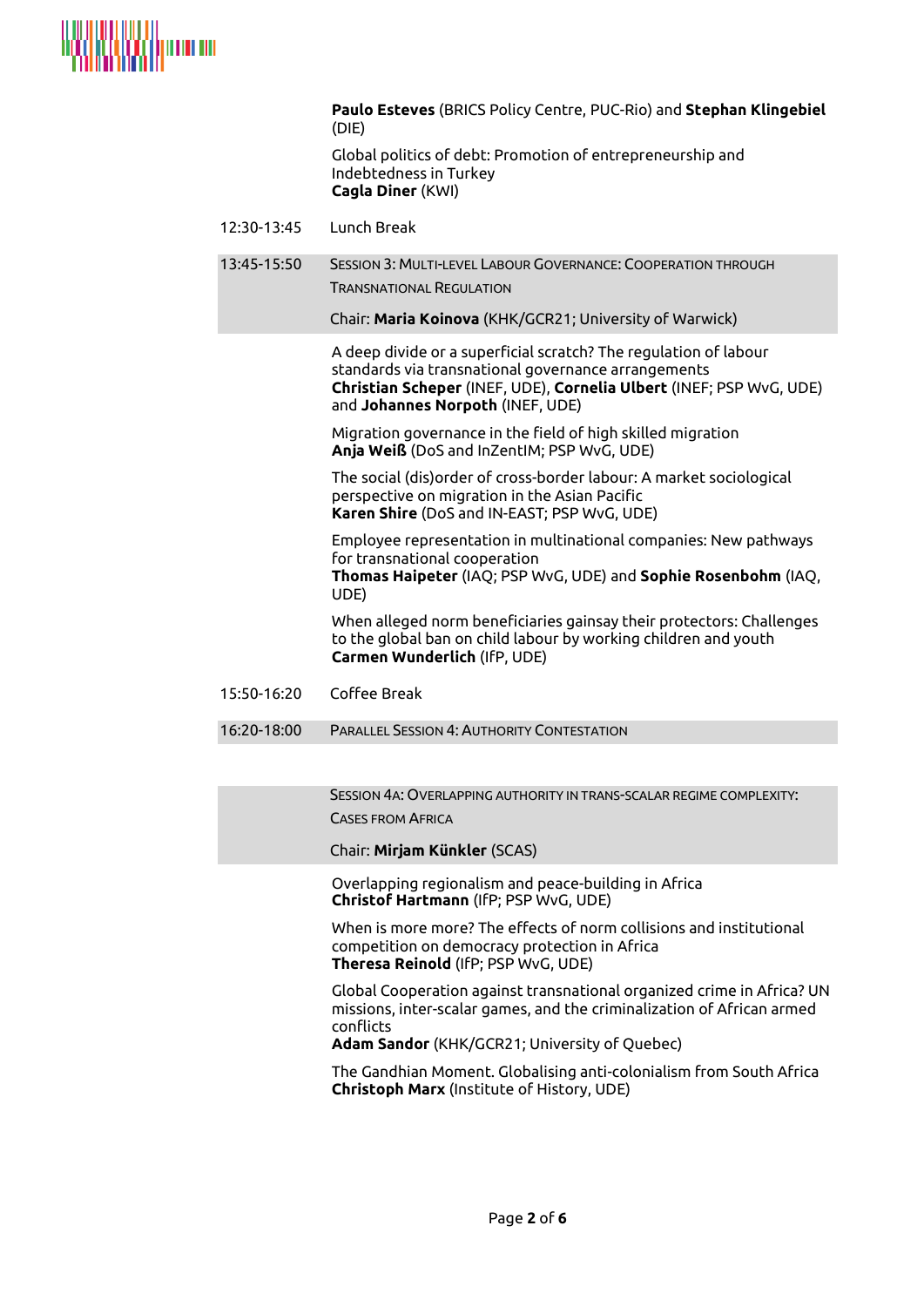**Paulo Esteves** (BRICS Policy Centre, PUC-Rio) and **Stephan Klingebiel** (DIE)

Global politics of debt: Promotion of entrepreneurship and Indebtedness in Turkey
**Cagla Diner** (KWI)

12:30-13:45 Lunch Break

13:45-15:50 **SESSION 3: MULTI-LEVEL LABOUR GOVERNANCE: COOPERATION THROUGH TRANSNATIONAL REGULATION**

Chair: **Maria Koinova** (KHK/GCR21; University of Warwick)

A deep divide or a superficial scratch? The regulation of labour standards via transnational governance arrangements
**Christian Scheper** (INEF, UDE), **Cornelia Ulbert** (INEF; PSP WvG, UDE) and **Johannes Norpoth** (INEF, UDE)

Migration governance in the field of high skilled migration
**Anja Weiß** (DoS and InZentIM; PSP WvG, UDE)

The social (dis)order of cross-border labour: A market sociological perspective on migration in the Asian Pacific
**Karen Shire** (DoS and IN-EAST; PSP WvG, UDE)

Employee representation in multinational companies: New pathways for transnational cooperation
**Thomas Haipeter** (IAQ; PSP WvG, UDE) and **Sophie Rosenbohm** (IAQ, UDE)

When alleged norm beneficiaries gainsay their protectors: Challenges to the global ban on child labour by working children and youth
**Carmen Wunderlich** (IfP, UDE)

15:50-16:20 Coffee Break

16:20-18:00 **PARALLEL SESSION 4: AUTHORITY CONTESTATION**

**SESSION 4A: OVERLAPPING AUTHORITY IN TRANS-SCALAR REGIME COMPLEXITY: CASES FROM AFRICA**

Chair: **Mirjam Künkler** (SCAS)

Overlapping regionalism and peace-building in Africa
**Christof Hartmann** (IfP; PSP WvG, UDE)

When is more more? The effects of norm collisions and institutional competition on democracy protection in Africa
**Theresa Reinold** (IfP; PSP WvG, UDE)

Global Cooperation against transnational organized crime in Africa? UN missions, inter-scalar games, and the criminalization of African armed conflicts
**Adam Sandor** (KHK/GCR21; University of Quebec)

The Gandhian Moment. Globalising anti-colonialism from South Africa
**Christoph Marx** (Institute of History, UDE)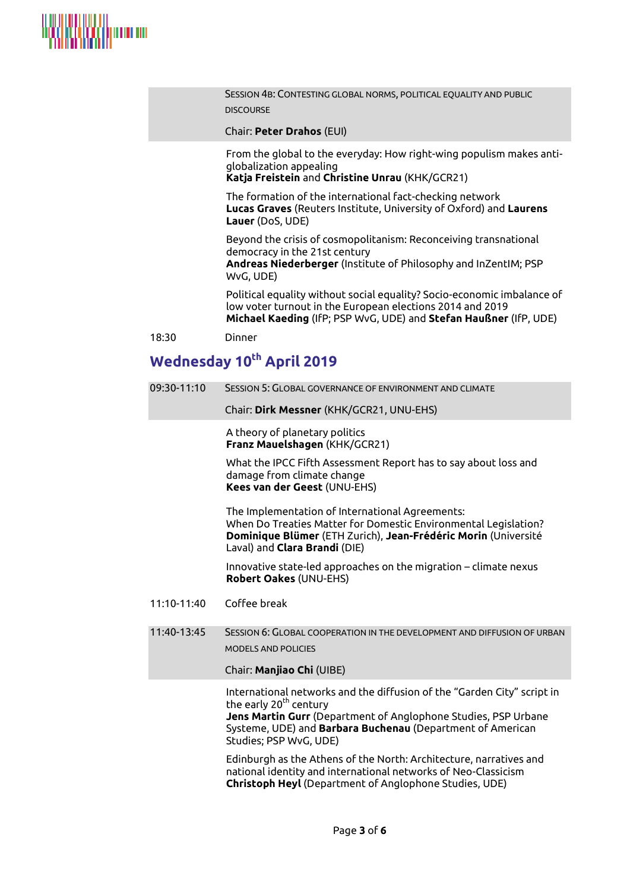Session 4b: Contesting global norms, political equality and public discourse

Chair: **Peter Drahos** (EUI)

From the global to the everyday: How right-wing populism makes anti-globalization appealing
**Katja Freistein** and **Christine Unrau** (KHK/GCR21)

The formation of the international fact-checking network
**Lucas Graves** (Reuters Institute, University of Oxford) and **Laurens Lauer** (DoS, UDE)

Beyond the crisis of cosmopolitanism: Reconceiving transnational democracy in the 21st century
**Andreas Niederberger** (Institute of Philosophy and InZentIM; PSP WvG, UDE)

Political equality without social equality? Socio-economic imbalance of low voter turnout in the European elections 2014 and 2019
**Michael Kaeding** (IfP; PSP WvG, UDE) and **Stefan Haußner** (IfP, UDE)

18:30 Dinner

## Wednesday 10th April 2019

09:30-11:10 Session 5: Global governance of environment and climate

Chair: **Dirk Messner** (KHK/GCR21, UNU-EHS)

A theory of planetary politics
**Franz Mauelshagen** (KHK/GCR21)

What the IPCC Fifth Assessment Report has to say about loss and damage from climate change
**Kees van der Geest** (UNU-EHS)

The Implementation of International Agreements:
When Do Treaties Matter for Domestic Environmental Legislation?
**Dominique Blümer** (ETH Zurich), **Jean-Frédéric Morin** (Université Laval) and **Clara Brandi** (DIE)

Innovative state-led approaches on the migration – climate nexus
**Robert Oakes** (UNU-EHS)

11:10-11:40 Coffee break

11:40-13:45 Session 6: Global cooperation in the development and diffusion of urban models and policies

Chair: **Manjiao Chi** (UIBE)

International networks and the diffusion of the "Garden City" script in the early 20th century
**Jens Martin Gurr** (Department of Anglophone Studies, PSP Urbane Systeme, UDE) and **Barbara Buchenau** (Department of American Studies; PSP WvG, UDE)

Edinburgh as the Athens of the North: Architecture, narratives and national identity and international networks of Neo-Classicism
**Christoph Heyl** (Department of Anglophone Studies, UDE)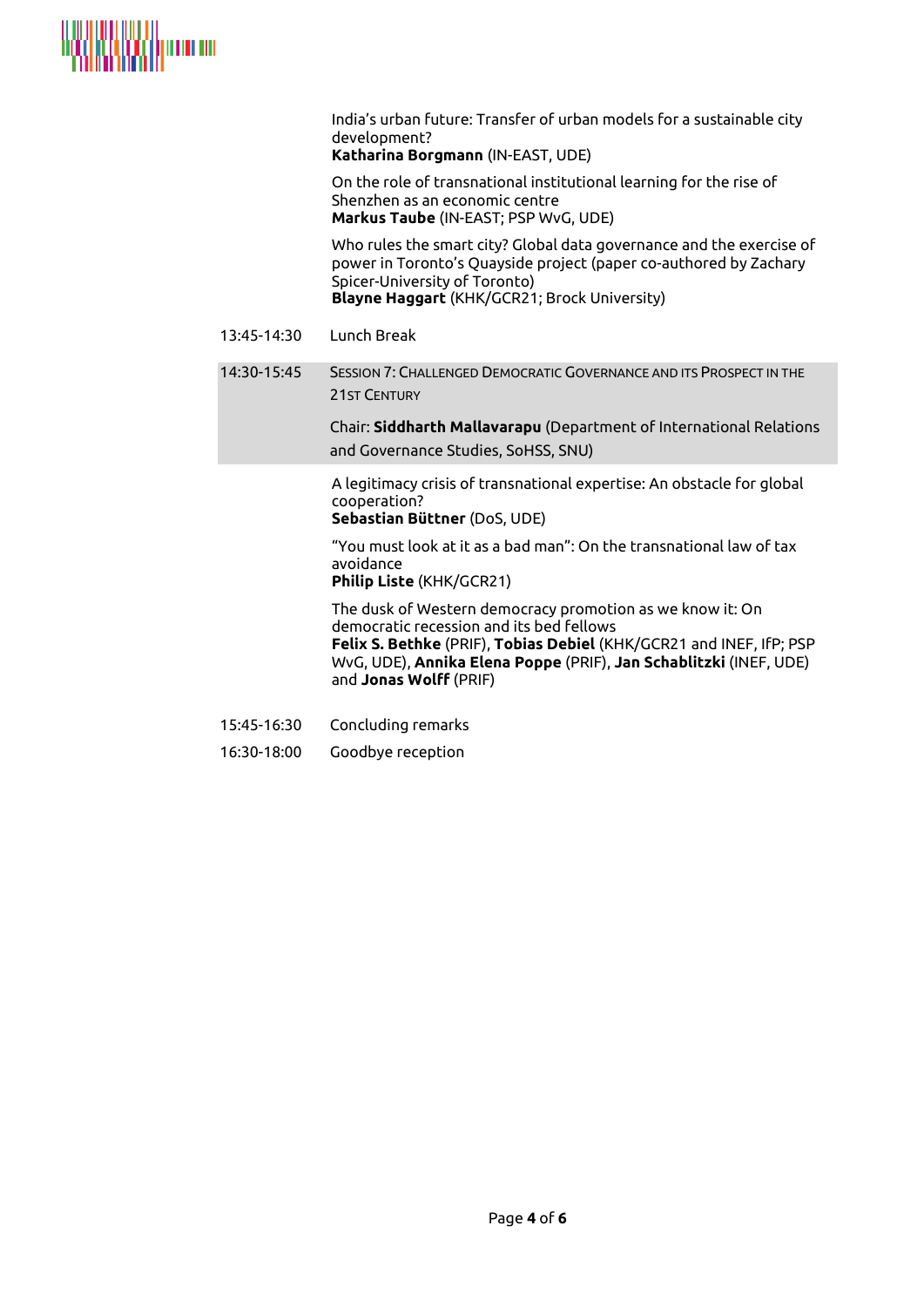India's urban future: Transfer of urban models for a sustainable city development?
**Katharina Borgmann** (IN-EAST, UDE)

On the role of transnational institutional learning for the rise of Shenzhen as an economic centre
**Markus Taube** (IN-EAST; PSP WvG, UDE)

Who rules the smart city? Global data governance and the exercise of power in Toronto's Quayside project (paper co-authored by Zachary Spicer-University of Toronto)
**Blayne Haggart** (KHK/GCR21; Brock University)

13:45-14:30 Lunch Break

14:30-15:45 SESSION 7: CHALLENGED DEMOCRATIC GOVERNANCE AND ITS PROSPECT IN THE 21ST CENTURY

Chair: **Siddharth Mallavarapu** (Department of International Relations and Governance Studies, SoHSS, SNU)

A legitimacy crisis of transnational expertise: An obstacle for global cooperation?
**Sebastian Büttner** (DoS, UDE)

"You must look at it as a bad man": On the transnational law of tax avoidance
**Philip Liste** (KHK/GCR21)

The dusk of Western democracy promotion as we know it: On democratic recession and its bed fellows
**Felix S. Bethke** (PRIF), **Tobias Debiel** (KHK/GCR21 and INEF, IfP; PSP WvG, UDE), **Annika Elena Poppe** (PRIF), **Jan Schablitzki** (INEF, UDE) and **Jonas Wolff** (PRIF)

15:45-16:30 Concluding remarks

16:30-18:00 Goodbye reception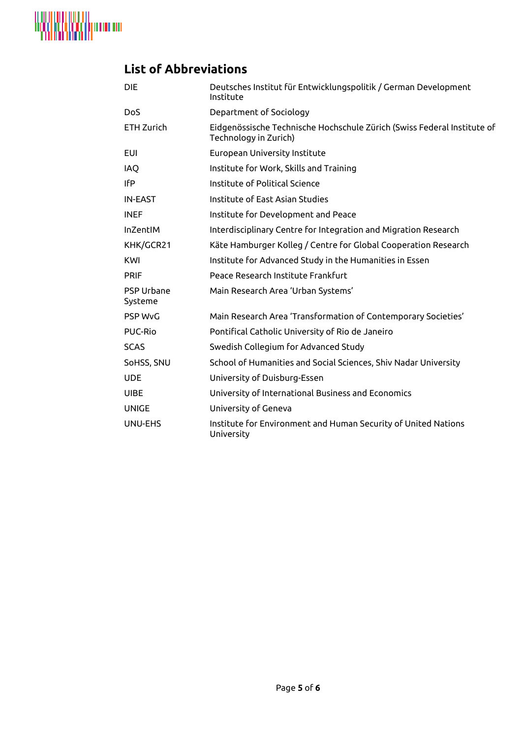## List of Abbreviations

| | |
|---|---|
| DIE | Deutsches Institut für Entwicklungspolitik / German Development Institute |
| DoS | Department of Sociology |
| ETH Zurich | Eidgenössische Technische Hochschule Zürich (Swiss Federal Institute of Technology in Zurich) |
| EUI | European University Institute |
| IAQ | Institute for Work, Skills and Training |
| IfP | Institute of Political Science |
| IN-EAST | Institute of East Asian Studies |
| INEF | Institute for Development and Peace |
| InZentIM | Interdisciplinary Centre for Integration and Migration Research |
| KHK/GCR21 | Käte Hamburger Kolleg / Centre for Global Cooperation Research |
| KWI | Institute for Advanced Study in the Humanities in Essen |
| PRIF | Peace Research Institute Frankfurt |
| PSP Urbane Systeme | Main Research Area 'Urban Systems' |
| PSP WvG | Main Research Area 'Transformation of Contemporary Societies' |
| PUC-Rio | Pontifical Catholic University of Rio de Janeiro |
| SCAS | Swedish Collegium for Advanced Study |
| SoHSS, SNU | School of Humanities and Social Sciences, Shiv Nadar University |
| UDE | University of Duisburg-Essen |
| UIBE | University of International Business and Economics |
| UNIGE | University of Geneva |
| UNU-EHS | Institute for Environment and Human Security of United Nations University |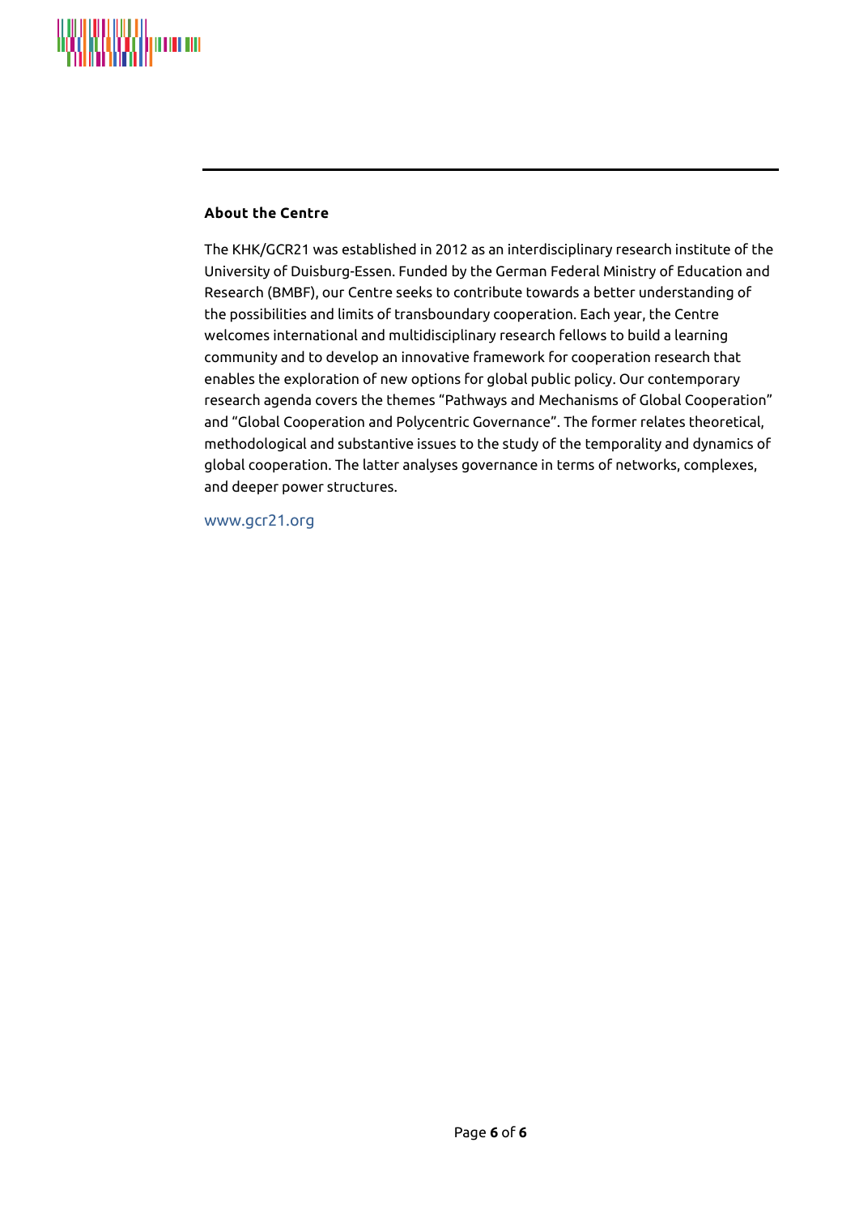**About the Centre**

The KHK/GCR21 was established in 2012 as an interdisciplinary research institute of the University of Duisburg-Essen. Funded by the German Federal Ministry of Education and Research (BMBF), our Centre seeks to contribute towards a better understanding of the possibilities and limits of transboundary cooperation. Each year, the Centre welcomes international and multidisciplinary research fellows to build a learning community and to develop an innovative framework for cooperation research that enables the exploration of new options for global public policy. Our contemporary research agenda covers the themes "Pathways and Mechanisms of Global Cooperation" and "Global Cooperation and Polycentric Governance". The former relates theoretical, methodological and substantive issues to the study of the temporality and dynamics of global cooperation. The latter analyses governance in terms of networks, complexes, and deeper power structures.

www.gcr21.org